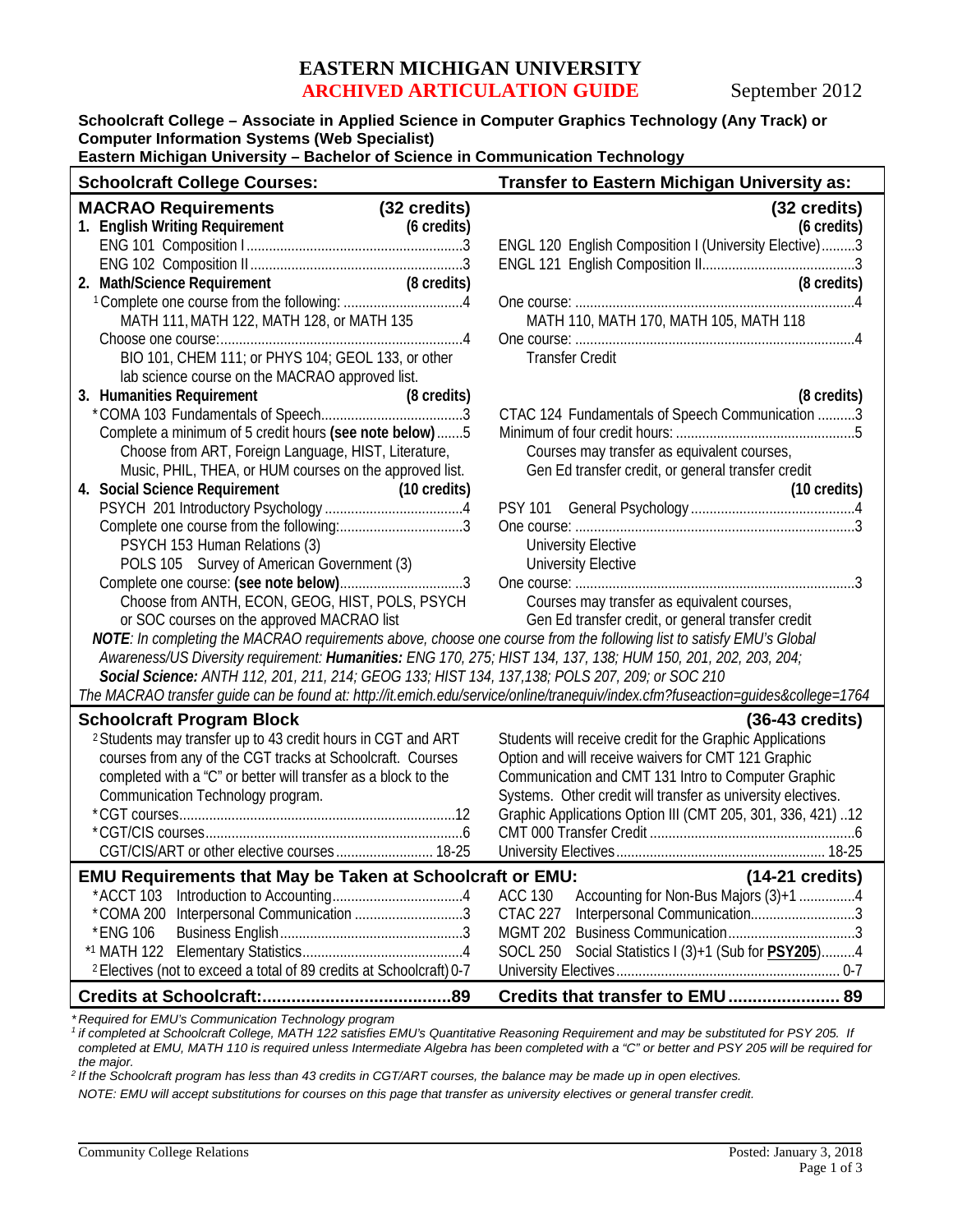# EASTERN MICHIGAN UNIVERSITY
## ARCHIVED ARTICULATION GUIDE

September 2012

**Schoolcraft College – Associate in Applied Science in Computer Graphics Technology (Any Track) or Computer Information Systems (Web Specialist)**
**Eastern Michigan University – Bachelor of Science in Communication Technology**

| Schoolcraft College Courses: | Transfer to Eastern Michigan University as: |
|---|---|
| **MACRAO Requirements (32 credits)** | **(32 credits)** |
| **1. English Writing Requirement (6 credits)** | **(6 credits)** |
| ENG 101 Composition I ....3 | ENGL 120 English Composition I (University Elective)....3 |
| ENG 102 Composition II ....3 | ENGL 121 English Composition II....3 |
| **2. Math/Science Requirement (8 credits)** | **(8 credits)** |
| [1] Complete one course from the following: ....4 | One course: ....4 |
| MATH 111, MATH 122, MATH 128, or MATH 135 | MATH 110, MATH 170, MATH 105, MATH 118 |
| Choose one course: ....4 | One course: ....4 |
| BIO 101, CHEM 111; or PHYS 104; GEOL 133, or other lab science course on the MACRAO approved list. | Transfer Credit |
| **3. Humanities Requirement (8 credits)** | **(8 credits)** |
| *COMA 103 Fundamentals of Speech....3 | CTAC 124 Fundamentals of Speech Communication ....3 |
| Complete a minimum of 5 credit hours **(see note below)**....5 | Minimum of four credit hours: ....5 |
| Choose from ART, Foreign Language, HIST, Literature, Music, PHIL, THEA, or HUM courses on the approved list. | Courses may transfer as equivalent courses, Gen Ed transfer credit, or general transfer credit |
| **4. Social Science Requirement (10 credits)** | **(10 credits)** |
| PSYCH 201 Introductory Psychology ....4 | PSY 101 General Psychology....4 |
| Complete one course from the following: ....3 | One course: ....3 |
| PSYCH 153 Human Relations (3) | University Elective |
| POLS 105 Survey of American Government (3) | University Elective |
| Complete one course: **(see note below)**....3 | One course: ....3 |
| Choose from ANTH, ECON, GEOG, HIST, POLS, PSYCH or SOC courses on the approved MACRAO list | Courses may transfer as equivalent courses, Gen Ed transfer credit, or general transfer credit |

***NOTE**: In completing the MACRAO requirements above, choose one course from the following list to satisfy EMU's Global Awareness/US Diversity requirement: **Humanities:** ENG 170, 275; HIST 134, 137, 138; HUM 150, 201, 202, 203, 204; **Social Science:** ANTH 112, 201, 211, 214; GEOG 133; HIST 134, 137,138; POLS 207, 209; or SOC 210*

*The MACRAO transfer guide can be found at: http://it.emich.edu/service/online/tranequiv/index.cfm?fuseaction=guides&college=1764*

| Schoolcraft Program Block | (36-43 credits) |
|---|---|
| [2] Students may transfer up to 43 credit hours in CGT and ART courses from any of the CGT tracks at Schoolcraft. Courses completed with a "C" or better will transfer as a block to the Communication Technology program. | Students will receive credit for the Graphic Applications Option and will receive waivers for CMT 121 Graphic Communication and CMT 131 Intro to Computer Graphic Systems. Other credit will transfer as university electives. |
| *CGT courses....12 | Graphic Applications Option III (CMT 205, 301, 336, 421) ..12 |
| *CGT/CIS courses....6 | CMT 000 Transfer Credit ....6 |
| CGT/CIS/ART or other elective courses.... 18-25 | University Electives.... 18-25 |

| EMU Requirements that May be Taken at Schoolcraft or EMU: | (14-21 credits) |
|---|---|
| *ACCT 103 Introduction to Accounting....4 | ACC 130 Accounting for Non-Bus Majors (3)+1 ....4 |
| *COMA 200 Interpersonal Communication ....3 | CTAC 227 Interpersonal Communication....3 |
| *ENG 106 Business English....3 | MGMT 202 Business Communication....3 |
| *[1] MATH 122 Elementary Statistics....4 | SOCL 250 Social Statistics I (3)+1 (Sub for **PSY205**)....4 |
| [2] Electives (not to exceed a total of 89 credits at Schoolcraft) 0-7 | University Electives.... 0-7 |
| **Credits at Schoolcraft:....89** | **Credits that transfer to EMU.... 89** |

*\* Required for EMU's Communication Technology program*

*[1] if completed at Schoolcraft College, MATH 122 satisfies EMU's Quantitative Reasoning Requirement and may be substituted for PSY 205. If completed at EMU, MATH 110 is required unless Intermediate Algebra has been completed with a "C" or better and PSY 205 will be required for the major.*

*[2] If the Schoolcraft program has less than 43 credits in CGT/ART courses, the balance may be made up in open electives.*

*NOTE: EMU will accept substitutions for courses on this page that transfer as university electives or general transfer credit.*

Community College Relations

Posted: January 3, 2018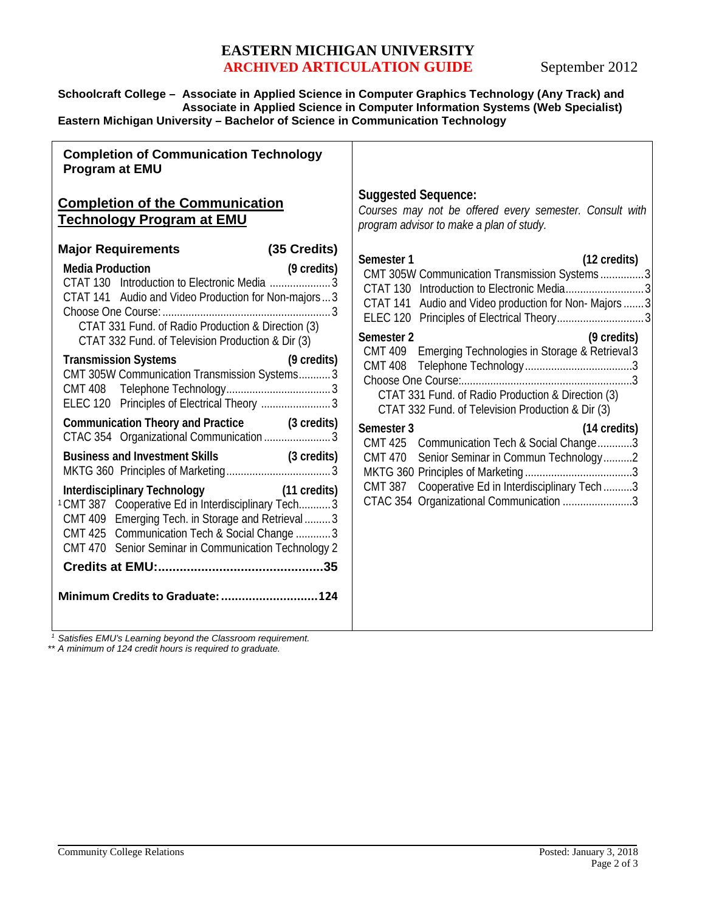# EASTERN MICHIGAN UNIVERSITY
## ARCHIVED ARTICULATION GUIDE

September 2012

**Schoolcraft College – Associate in Applied Science in Computer Graphics Technology (Any Track) and Associate in Applied Science in Computer Information Systems (Web Specialist)**
**Eastern Michigan University – Bachelor of Science in Communication Technology**

**Completion of Communication Technology Program at EMU**

## Completion of the Communication Technology Program at EMU

### Major Requirements (35 Credits)

**Media Production (9 credits)**
- CTAT 130 Introduction to Electronic Media ..................... 3
- CTAT 141 Audio and Video Production for Non-majors ... 3
- Choose One Course: ..................................................... 3
  - CTAT 331 Fund. of Radio Production & Direction (3)
  - CTAT 332 Fund. of Television Production & Dir (3)

**Transmission Systems (9 credits)**
- CMT 305W Communication Transmission Systems........... 3
- CMT 408 Telephone Technology.................................... 3
- ELEC 120 Principles of Electrical Theory ........................ 3

**Communication Theory and Practice (3 credits)**
- CTAC 354 Organizational Communication ....................... 3

**Business and Investment Skills (3 credits)**
- MKTG 360 Principles of Marketing.................................... 3

**Interdisciplinary Technology (11 credits)**
- [1] CMT 387 Cooperative Ed in Interdisciplinary Tech........... 3
- CMT 409 Emerging Tech. in Storage and Retrieval ......... 3
- CMT 425 Communication Tech & Social Change ............ 3
- CMT 470 Senior Seminar in Communication Technology 2

**Credits at EMU:.............................................35**

**Minimum Credits to Graduate: ...........................124**

### Suggested Sequence:

*Courses may not be offered every semester. Consult with program advisor to make a plan of study.*

**Semester 1 (12 credits)**
- CMT 305W Communication Transmission Systems ............... 3
- CTAT 130 Introduction to Electronic Media........................... 3
- CTAT 141 Audio and Video production for Non- Majors ....... 3
- ELEC 120 Principles of Electrical Theory.............................. 3

**Semester 2 (9 credits)**
- CMT 409 Emerging Technologies in Storage & Retrieval 3
- CMT 408 Telephone Technology..................................... 3
- Choose One Course:........................................................... 3
  - CTAT 331 Fund. of Radio Production & Direction (3)
  - CTAT 332 Fund. of Television Production & Dir (3)

**Semester 3 (14 credits)**
- CMT 425 Communication Tech & Social Change............ 3
- CMT 470 Senior Seminar in Commun Technology.......... 2
- MKTG 360 Principles of Marketing ..................................... 3
- CMT 387 Cooperative Ed in Interdisciplinary Tech .......... 3
- CTAC 354 Organizational Communication ........................ 3

*[1] Satisfies EMU's Learning beyond the Classroom requirement.*
*\*\* A minimum of 124 credit hours is required to graduate.*

Community College Relations

Posted: January 3, 2018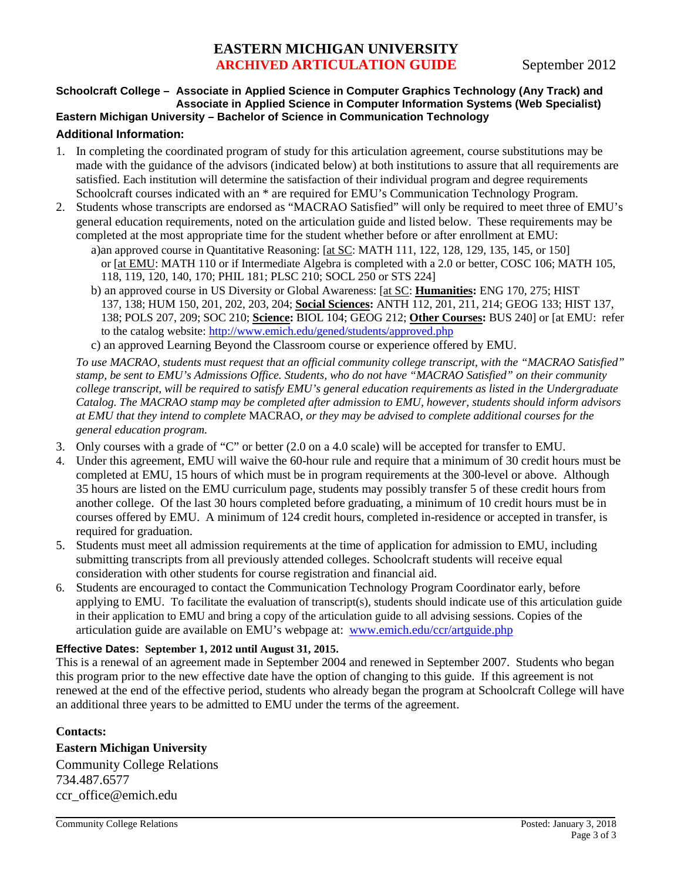# EASTERN MICHIGAN UNIVERSITY
## ARCHIVED ARTICULATION GUIDE

September 2012

**Schoolcraft College – Associate in Applied Science in Computer Graphics Technology (Any Track) and Associate in Applied Science in Computer Information Systems (Web Specialist)**
**Eastern Michigan University – Bachelor of Science in Communication Technology**

### Additional Information:

1. In completing the coordinated program of study for this articulation agreement, course substitutions may be made with the guidance of the advisors (indicated below) at both institutions to assure that all requirements are satisfied. Each institution will determine the satisfaction of their individual program and degree requirements Schoolcraft courses indicated with an * are required for EMU's Communication Technology Program.
2. Students whose transcripts are endorsed as "MACRAO Satisfied" will only be required to meet three of EMU's general education requirements, noted on the articulation guide and listed below. These requirements may be completed at the most appropriate time for the student whether before or after enrollment at EMU:
   a) an approved course in Quantitative Reasoning: [at SC: MATH 111, 122, 128, 129, 135, 145, or 150] or [at EMU: MATH 110 or if Intermediate Algebra is completed with a 2.0 or better, COSC 106; MATH 105, 118, 119, 120, 140, 170; PHIL 181; PLSC 210; SOCL 250 or STS 224]
   b) an approved course in US Diversity or Global Awareness: [at SC: **Humanities:** ENG 170, 275; HIST 137, 138; HUM 150, 201, 202, 203, 204; **Social Sciences:** ANTH 112, 201, 211, 214; GEOG 133; HIST 137, 138; POLS 207, 209; SOC 210; **Science:** BIOL 104; GEOG 212; **Other Courses:** BUS 240] or [at EMU: refer to the catalog website: http://www.emich.edu/gened/students/approved.php
   c) an approved Learning Beyond the Classroom course or experience offered by EMU.

   *To use MACRAO, students must request that an official community college transcript, with the "MACRAO Satisfied" stamp, be sent to EMU's Admissions Office. Students, who do not have "MACRAO Satisfied" on their community college transcript, will be required to satisfy EMU's general education requirements as listed in the Undergraduate Catalog. The MACRAO stamp may be completed after admission to EMU, however, students should inform advisors at EMU that they intend to complete* MACRAO, *or they may be advised to complete additional courses for the general education program.*
3. Only courses with a grade of "C" or better (2.0 on a 4.0 scale) will be accepted for transfer to EMU.
4. Under this agreement, EMU will waive the 60-hour rule and require that a minimum of 30 credit hours must be completed at EMU, 15 hours of which must be in program requirements at the 300-level or above. Although 35 hours are listed on the EMU curriculum page, students may possibly transfer 5 of these credit hours from another college. Of the last 30 hours completed before graduating, a minimum of 10 credit hours must be in courses offered by EMU. A minimum of 124 credit hours, completed in-residence or accepted in transfer, is required for graduation.
5. Students must meet all admission requirements at the time of application for admission to EMU, including submitting transcripts from all previously attended colleges. Schoolcraft students will receive equal consideration with other students for course registration and financial aid.
6. Students are encouraged to contact the Communication Technology Program Coordinator early, before applying to EMU. To facilitate the evaluation of transcript(s), students should indicate use of this articulation guide in their application to EMU and bring a copy of the articulation guide to all advising sessions. Copies of the articulation guide are available on EMU's webpage at: www.emich.edu/ccr/artguide.php

**Effective Dates: September 1, 2012 until August 31, 2015.**

This is a renewal of an agreement made in September 2004 and renewed in September 2007. Students who began this program prior to the new effective date have the option of changing to this guide. If this agreement is not renewed at the end of the effective period, students who already began the program at Schoolcraft College will have an additional three years to be admitted to EMU under the terms of the agreement.

**Contacts:**

**Eastern Michigan University**
Community College Relations
734.487.6577
ccr_office@emich.edu

Community College Relations — Posted: January 3, 2018